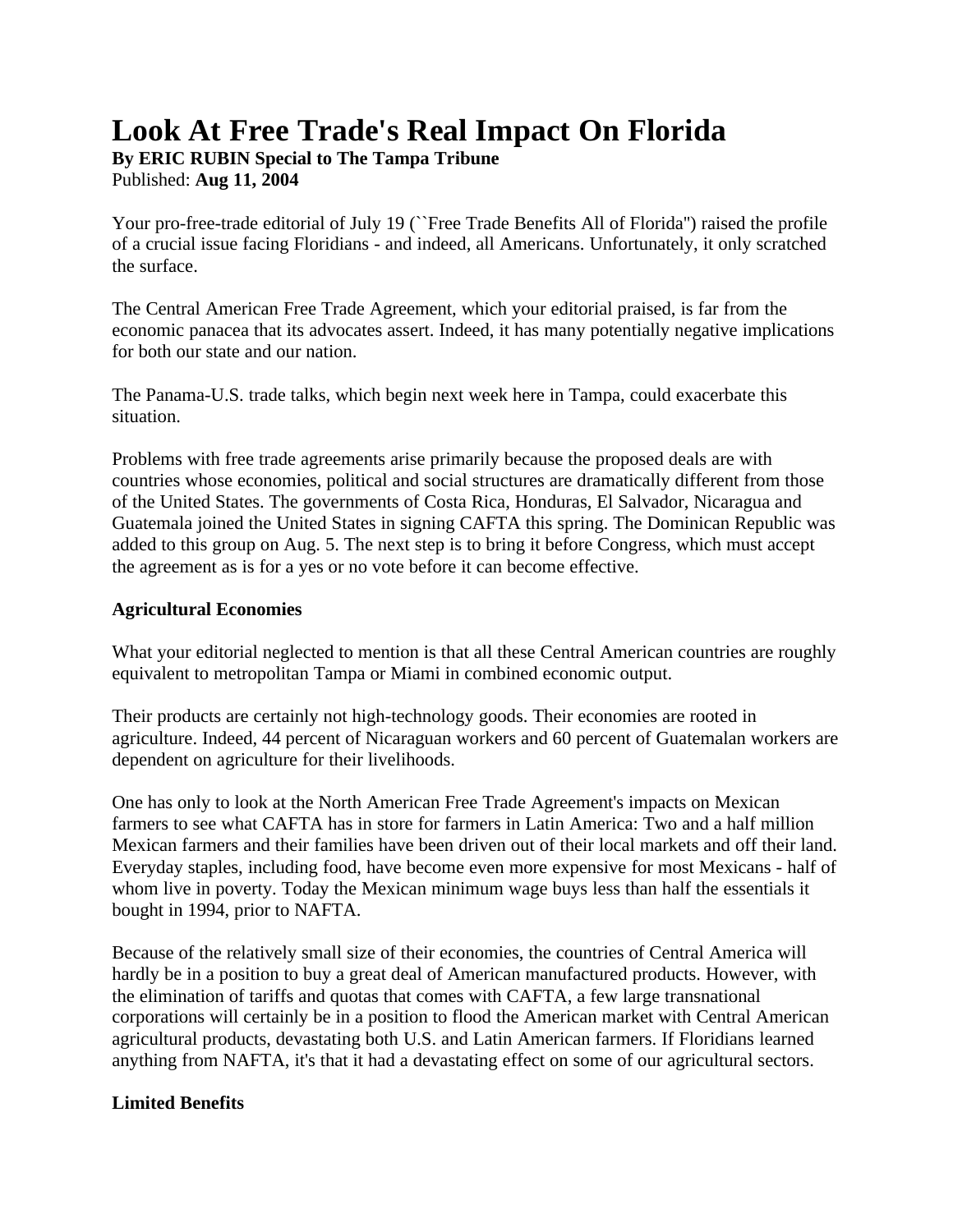# Look At Free Trade's Real Impact On Florida

**By ERIC RUBIN Special to The Tampa Tribune**
Published: **Aug 11, 2004**

Your pro-free-trade editorial of July 19 (``Free Trade Benefits All of Florida'') raised the profile of a crucial issue facing Floridians - and indeed, all Americans. Unfortunately, it only scratched the surface.

The Central American Free Trade Agreement, which your editorial praised, is far from the economic panacea that its advocates assert. Indeed, it has many potentially negative implications for both our state and our nation.

The Panama-U.S. trade talks, which begin next week here in Tampa, could exacerbate this situation.

Problems with free trade agreements arise primarily because the proposed deals are with countries whose economies, political and social structures are dramatically different from those of the United States. The governments of Costa Rica, Honduras, El Salvador, Nicaragua and Guatemala joined the United States in signing CAFTA this spring. The Dominican Republic was added to this group on Aug. 5. The next step is to bring it before Congress, which must accept the agreement as is for a yes or no vote before it can become effective.

**Agricultural Economies**

What your editorial neglected to mention is that all these Central American countries are roughly equivalent to metropolitan Tampa or Miami in combined economic output.

Their products are certainly not high-technology goods. Their economies are rooted in agriculture. Indeed, 44 percent of Nicaraguan workers and 60 percent of Guatemalan workers are dependent on agriculture for their livelihoods.

One has only to look at the North American Free Trade Agreement's impacts on Mexican farmers to see what CAFTA has in store for farmers in Latin America: Two and a half million Mexican farmers and their families have been driven out of their local markets and off their land. Everyday staples, including food, have become even more expensive for most Mexicans - half of whom live in poverty. Today the Mexican minimum wage buys less than half the essentials it bought in 1994, prior to NAFTA.

Because of the relatively small size of their economies, the countries of Central America will hardly be in a position to buy a great deal of American manufactured products. However, with the elimination of tariffs and quotas that comes with CAFTA, a few large transnational corporations will certainly be in a position to flood the American market with Central American agricultural products, devastating both U.S. and Latin American farmers. If Floridians learned anything from NAFTA, it's that it had a devastating effect on some of our agricultural sectors.

**Limited Benefits**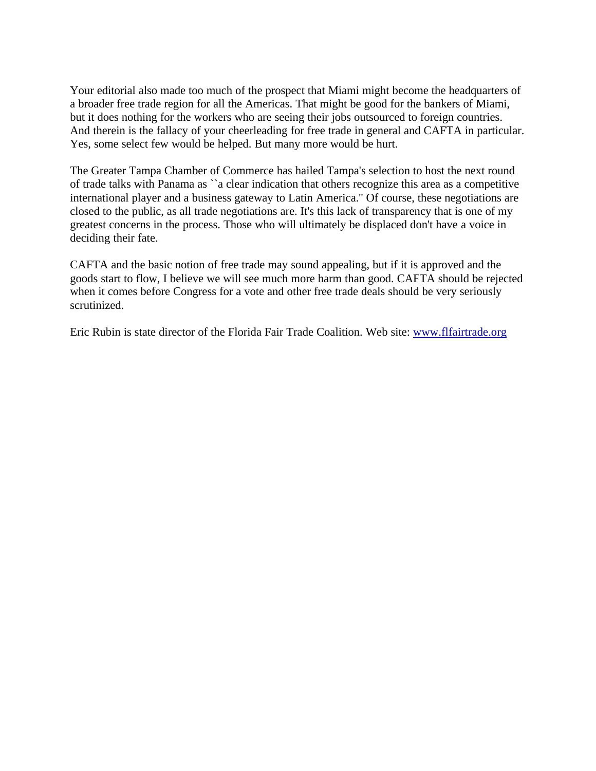Your editorial also made too much of the prospect that Miami might become the headquarters of a broader free trade region for all the Americas. That might be good for the bankers of Miami, but it does nothing for the workers who are seeing their jobs outsourced to foreign countries. And therein is the fallacy of your cheerleading for free trade in general and CAFTA in particular. Yes, some select few would be helped. But many more would be hurt.

The Greater Tampa Chamber of Commerce has hailed Tampa's selection to host the next round of trade talks with Panama as ``a clear indication that others recognize this area as a competitive international player and a business gateway to Latin America.'' Of course, these negotiations are closed to the public, as all trade negotiations are. It's this lack of transparency that is one of my greatest concerns in the process. Those who will ultimately be displaced don't have a voice in deciding their fate.

CAFTA and the basic notion of free trade may sound appealing, but if it is approved and the goods start to flow, I believe we will see much more harm than good. CAFTA should be rejected when it comes before Congress for a vote and other free trade deals should be very seriously scrutinized.

Eric Rubin is state director of the Florida Fair Trade Coalition. Web site: www.flfairtrade.org